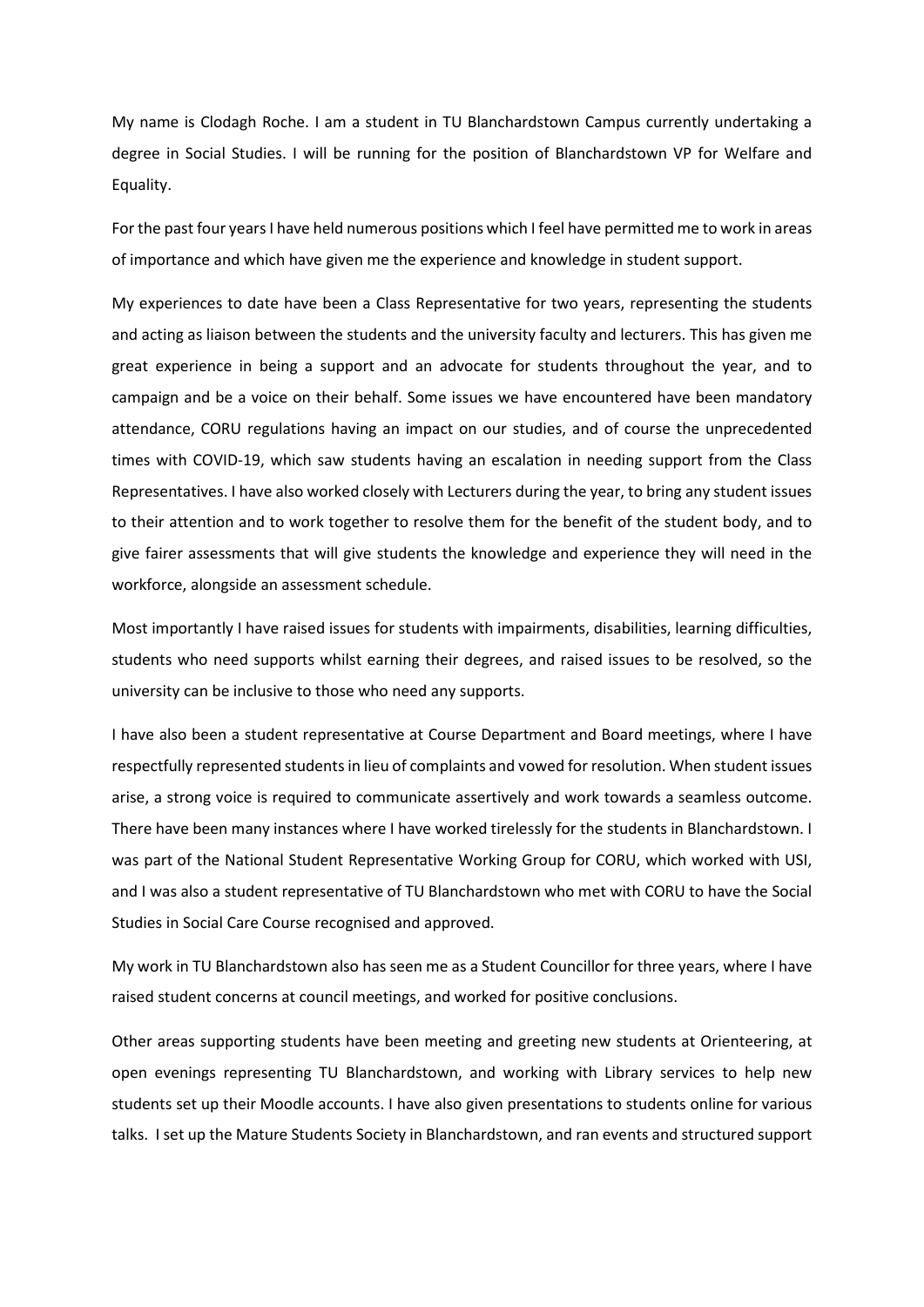My name is Clodagh Roche. I am a student in TU Blanchardstown Campus currently undertaking a degree in Social Studies. I will be running for the position of Blanchardstown VP for Welfare and Equality.

For the past four years I have held numerous positions which I feel have permitted me to work in areas of importance and which have given me the experience and knowledge in student support.

My experiences to date have been a Class Representative for two years, representing the students and acting as liaison between the students and the university faculty and lecturers. This has given me great experience in being a support and an advocate for students throughout the year, and to campaign and be a voice on their behalf. Some issues we have encountered have been mandatory attendance, CORU regulations having an impact on our studies, and of course the unprecedented times with COVID-19, which saw students having an escalation in needing support from the Class Representatives. I have also worked closely with Lecturers during the year, to bring any student issues to their attention and to work together to resolve them for the benefit of the student body, and to give fairer assessments that will give students the knowledge and experience they will need in the workforce, alongside an assessment schedule.

Most importantly I have raised issues for students with impairments, disabilities, learning difficulties, students who need supports whilst earning their degrees, and raised issues to be resolved, so the university can be inclusive to those who need any supports.

I have also been a student representative at Course Department and Board meetings, where I have respectfully represented students in lieu of complaints and vowed for resolution. When student issues arise, a strong voice is required to communicate assertively and work towards a seamless outcome. There have been many instances where I have worked tirelessly for the students in Blanchardstown. I was part of the National Student Representative Working Group for CORU, which worked with USI, and I was also a student representative of TU Blanchardstown who met with CORU to have the Social Studies in Social Care Course recognised and approved.

My work in TU Blanchardstown also has seen me as a Student Councillor for three years, where I have raised student concerns at council meetings, and worked for positive conclusions.

Other areas supporting students have been meeting and greeting new students at Orienteering, at open evenings representing TU Blanchardstown, and working with Library services to help new students set up their Moodle accounts. I have also given presentations to students online for various talks. I set up the Mature Students Society in Blanchardstown, and ran events and structured support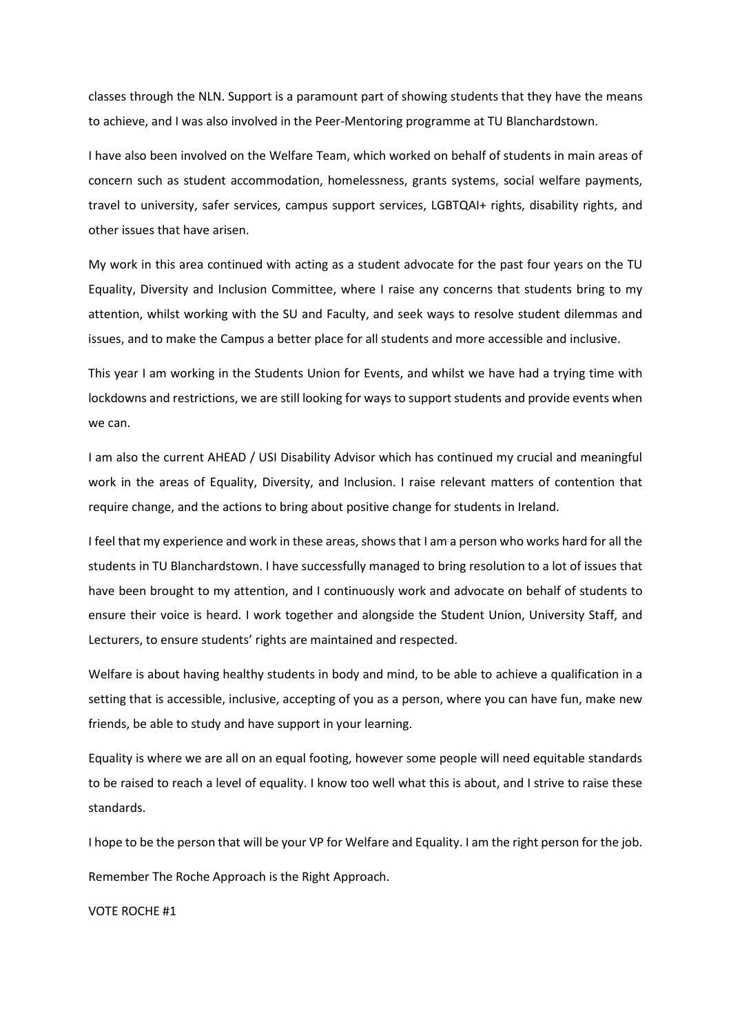classes through the NLN. Support is a paramount part of showing students that they have the means to achieve, and I was also involved in the Peer-Mentoring programme at TU Blanchardstown.

I have also been involved on the Welfare Team, which worked on behalf of students in main areas of concern such as student accommodation, homelessness, grants systems, social welfare payments, travel to university, safer services, campus support services, LGBTQAI+ rights, disability rights, and other issues that have arisen.

My work in this area continued with acting as a student advocate for the past four years on the TU Equality, Diversity and Inclusion Committee, where I raise any concerns that students bring to my attention, whilst working with the SU and Faculty, and seek ways to resolve student dilemmas and issues, and to make the Campus a better place for all students and more accessible and inclusive.

This year I am working in the Students Union for Events, and whilst we have had a trying time with lockdowns and restrictions, we are still looking for ways to support students and provide events when we can.

I am also the current AHEAD / USI Disability Advisor which has continued my crucial and meaningful work in the areas of Equality, Diversity, and Inclusion. I raise relevant matters of contention that require change, and the actions to bring about positive change for students in Ireland.

I feel that my experience and work in these areas, shows that I am a person who works hard for all the students in TU Blanchardstown. I have successfully managed to bring resolution to a lot of issues that have been brought to my attention, and I continuously work and advocate on behalf of students to ensure their voice is heard. I work together and alongside the Student Union, University Staff, and Lecturers, to ensure students' rights are maintained and respected.

Welfare is about having healthy students in body and mind, to be able to achieve a qualification in a setting that is accessible, inclusive, accepting of you as a person, where you can have fun, make new friends, be able to study and have support in your learning.

Equality is where we are all on an equal footing, however some people will need equitable standards to be raised to reach a level of equality. I know too well what this is about, and I strive to raise these standards.

I hope to be the person that will be your VP for Welfare and Equality. I am the right person for the job.

Remember The Roche Approach is the Right Approach.

VOTE ROCHE #1